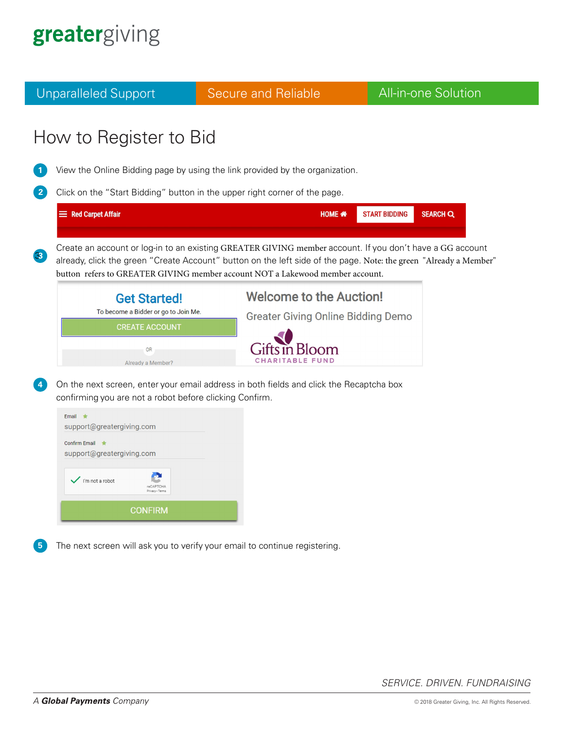# greatergiving

Unparalleled Support | Secure and Reliable | All-in-one Solution

## How to Register to Bid

1. View the Online Bidding page by using the link provided by the organization.

2. Click on the "Start Bidding" button in the upper right corner of the page.

   Red Carpet Affair — HOME — START BIDDING — SEARCH

3. Create an account or log-in to an existing GREATER GIVING member account. If you don't have a GG account already, click the green "Create Account" button on the left side of the page. Note: the green "Already a Member" button refers to GREATER GIVING member account NOT a Lakewood member account.

   **Get Started!**
   To become a Bidder or go to Join Me.
   CREATE ACCOUNT
   OR
   Already a Member?

   **Welcome to the Auction!**
   Greater Giving Online Bidding Demo
   Gifts in Bloom CHARITABLE FUND

4. On the next screen, enter your email address in both fields and click the Recaptcha box confirming you are not a robot before clicking Confirm.

   Email ★
   support@greatergiving.com
   Confirm Email ★
   support@greatergiving.com
   I'm not a robot
   CONFIRM

5. The next screen will ask you to verify your email to continue registering.

*SERVICE. DRIVEN. FUNDRAISING*

*A* ***Global Payments*** *Company*

© 2018 Greater Giving, Inc. All Rights Reserved.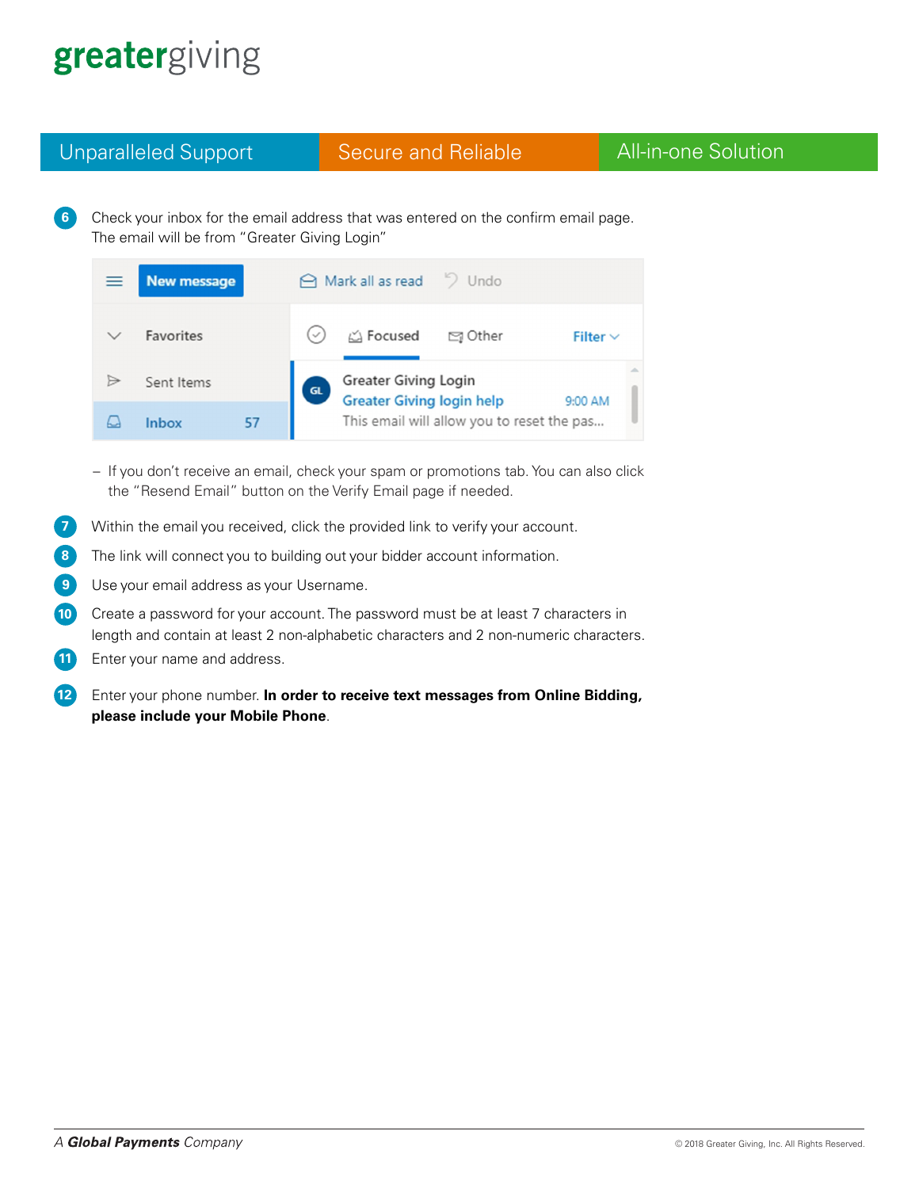6. Check your inbox for the email address that was entered on the confirm email page. The email will be from "Greater Giving Login"

   - If you don't receive an email, check your spam or promotions tab. You can also click the "Resend Email" button on the Verify Email page if needed.

7. Within the email you received, click the provided link to verify your account.
8. The link will connect you to building out your bidder account information.
9. Use your email address as your Username.
10. Create a password for your account. The password must be at least 7 characters in length and contain at least 2 non-alphabetic characters and 2 non-numeric characters.
11. Enter your name and address.
12. Enter your phone number. **In order to receive text messages from Online Bidding, please include your Mobile Phone**.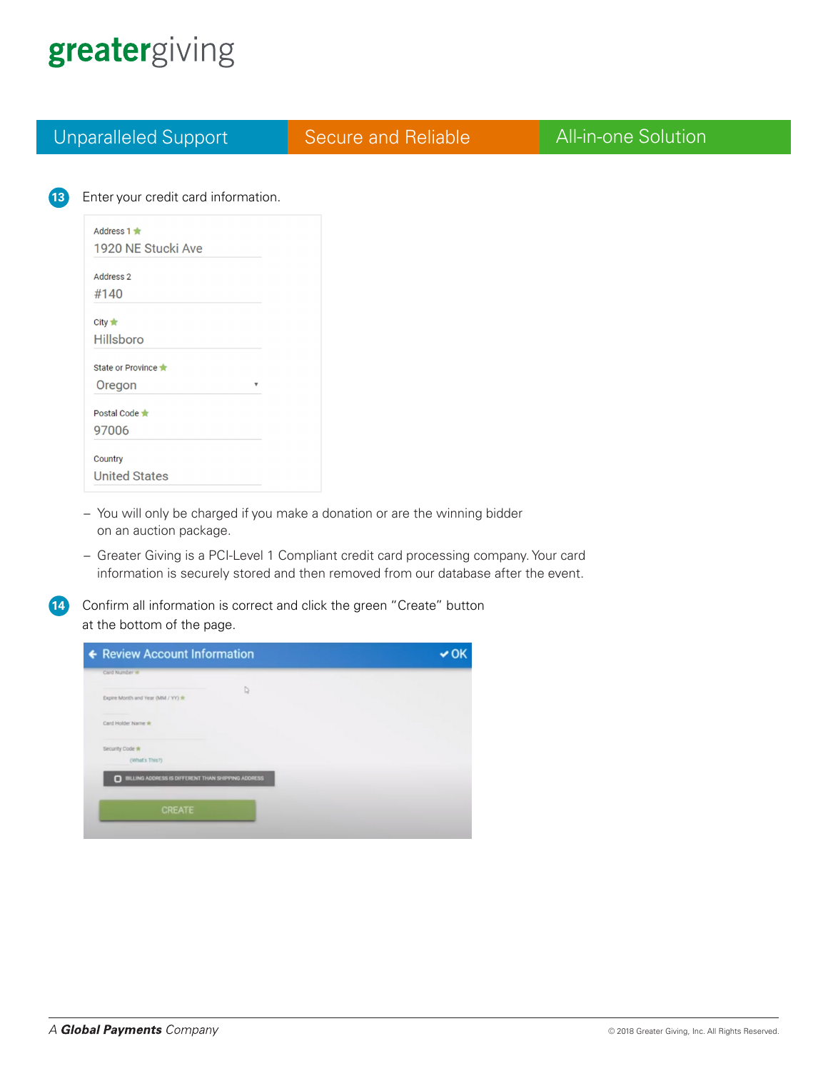**greater**giving

Unparalleled Support | Secure and Reliable | All-in-one Solution

13. Enter your credit card information.

Address 1
1920 NE Stucki Ave

Address 2
#140

City
Hillsboro

State or Province
Oregon

Postal Code
97006

Country
United States

- You will only be charged if you make a donation or are the winning bidder on an auction package.
- Greater Giving is a PCI-Level 1 Compliant credit card processing company. Your card information is securely stored and then removed from our database after the event.

14. Confirm all information is correct and click the green "Create" button at the bottom of the page.

Review Account Information ✔OK

Card Number

Expire Month and Year (MM / YY)

Card Holder Name

Security Code
(What's This?)

BILLING ADDRESS IS DIFFERENT THAN SHIPPING ADDRESS

CREATE

A ***Global Payments*** *Company*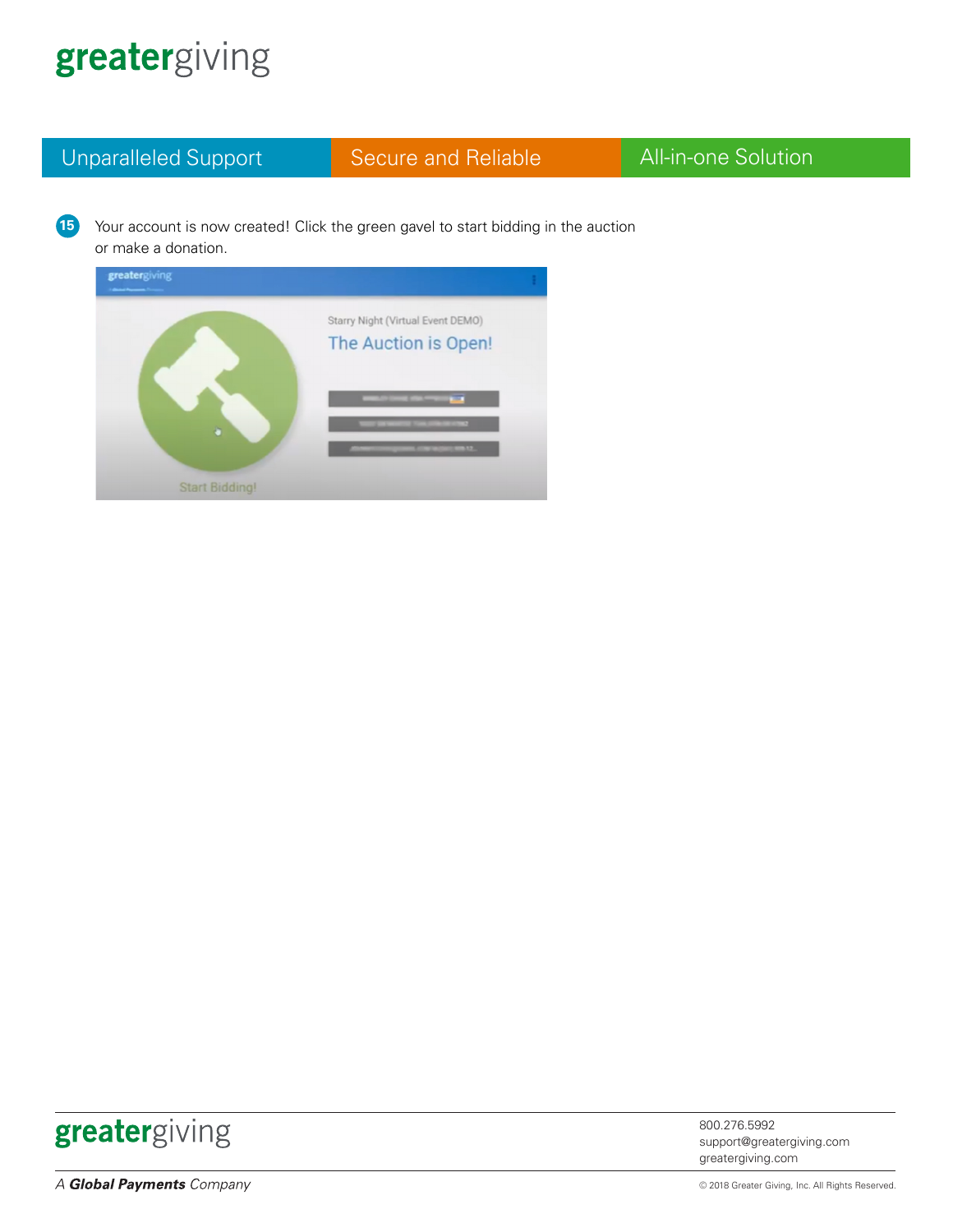15. Your account is now created! Click the green gavel to start bidding in the auction or make a donation.